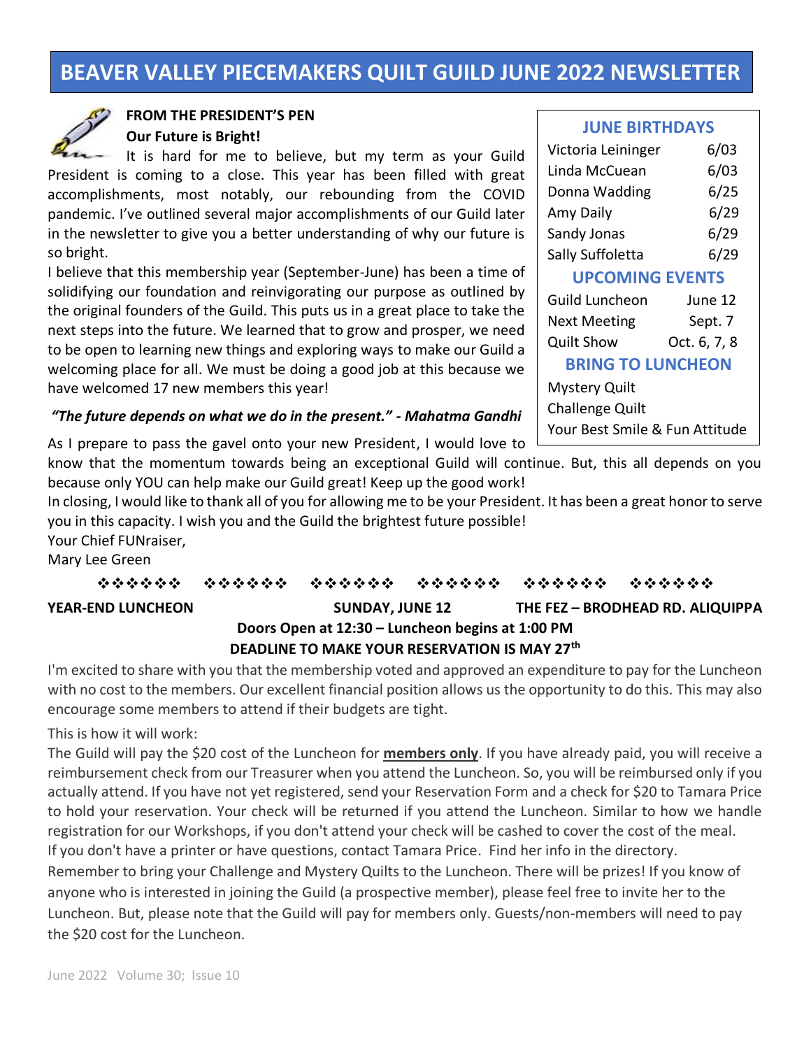# BEAVER VALLEY PIECEMAKERS QUILT GUILD JUNE 2022 NEWSLETTER

## FROM THE PRESIDENT'S PEN

**Our Future is Bright!**

It is hard for me to believe, but my term as your Guild President is coming to a close. This year has been filled with great accomplishments, most notably, our rebounding from the COVID pandemic. I've outlined several major accomplishments of our Guild later in the newsletter to give you a better understanding of why our future is so bright.

I believe that this membership year (September-June) has been a time of solidifying our foundation and reinvigorating our purpose as outlined by the original founders of the Guild. This puts us in a great place to take the next steps into the future. We learned that to grow and prosper, we need to be open to learning new things and exploring ways to make our Guild a welcoming place for all. We must be doing a good job at this because we have welcomed 17 new members this year!

***"The future depends on what we do in the present." - Mahatma Gandhi***

As I prepare to pass the gavel onto your new President, I would love to know that the momentum towards being an exceptional Guild will continue. But, this all depends on you because only YOU can help make our Guild great! Keep up the good work!

In closing, I would like to thank all of you for allowing me to be your President. It has been a great honor to serve you in this capacity. I wish you and the Guild the brightest future possible!

Your Chief FUNraiser,
Mary Lee Green

### JUNE BIRTHDAYS

| Name | Date |
|---|---|
| Victoria Leininger | 6/03 |
| Linda McCuean | 6/03 |
| Donna Wadding | 6/25 |
| Amy Daily | 6/29 |
| Sandy Jonas | 6/29 |
| Sally Suffoletta | 6/29 |

### UPCOMING EVENTS

| Event | Date |
|---|---|
| Guild Luncheon | June 12 |
| Next Meeting | Sept. 7 |
| Quilt Show | Oct. 6, 7, 8 |

### BRING TO LUNCHEON

- Mystery Quilt
- Challenge Quilt
- Your Best Smile & Fun Attitude

❖❖❖❖❖❖ ❖❖❖❖❖❖ ❖❖❖❖❖❖ ❖❖❖❖❖❖ ❖❖❖❖❖❖ ❖❖❖❖❖❖

**YEAR-END LUNCHEON** **SUNDAY, JUNE 12** **THE FEZ – BRODHEAD RD. ALIQUIPPA**

**Doors Open at 12:30 – Luncheon begins at 1:00 PM**

**DEADLINE TO MAKE YOUR RESERVATION IS MAY 27th**

I'm excited to share with you that the membership voted and approved an expenditure to pay for the Luncheon with no cost to the members. Our excellent financial position allows us the opportunity to do this. This may also encourage some members to attend if their budgets are tight.

This is how it will work:

The Guild will pay the $20 cost of the Luncheon for **members only**. If you have already paid, you will receive a reimbursement check from our Treasurer when you attend the Luncheon. So, you will be reimbursed only if you actually attend. If you have not yet registered, send your Reservation Form and a check for $20 to Tamara Price to hold your reservation. Your check will be returned if you attend the Luncheon. Similar to how we handle registration for our Workshops, if you don't attend your check will be cashed to cover the cost of the meal.

If you don't have a printer or have questions, contact Tamara Price. Find her info in the directory.

Remember to bring your Challenge and Mystery Quilts to the Luncheon. There will be prizes! If you know of anyone who is interested in joining the Guild (a prospective member), please feel free to invite her to the Luncheon. But, please note that the Guild will pay for members only. Guests/non-members will need to pay the $20 cost for the Luncheon.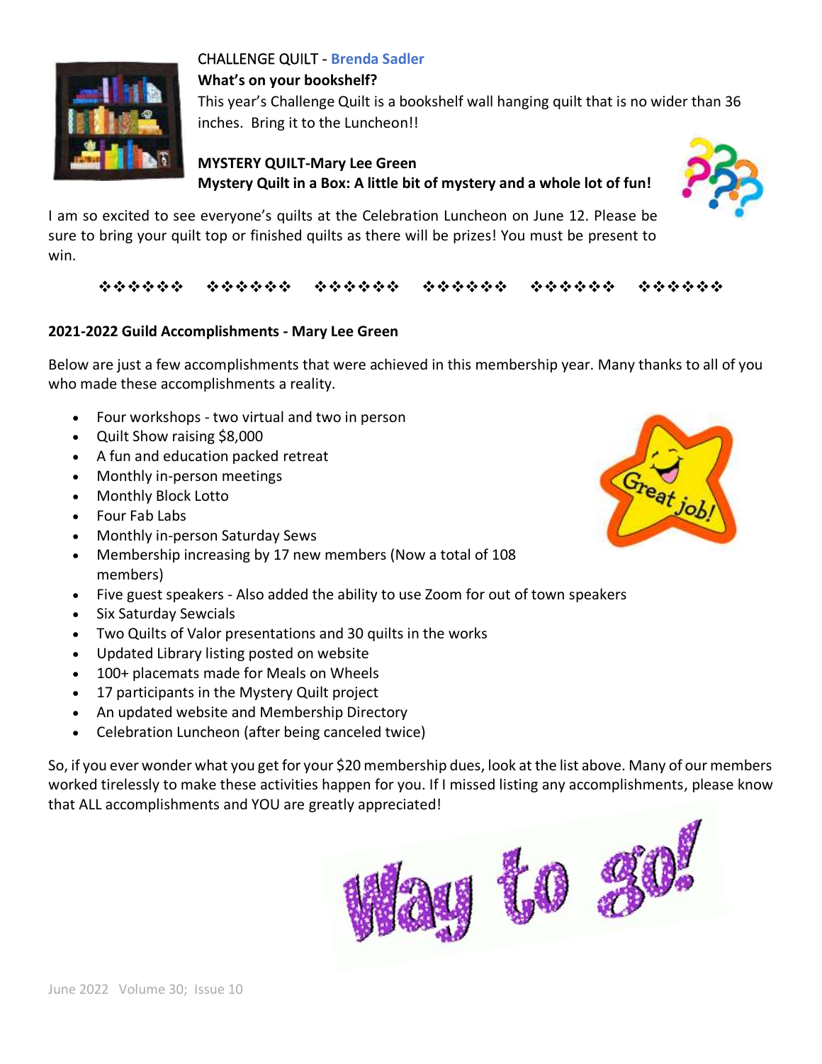CHALLENGE QUILT - **Brenda Sadler**

**What's on your bookshelf?**

This year's Challenge Quilt is a bookshelf wall hanging quilt that is no wider than 36 inches. Bring it to the Luncheon!!

**MYSTERY QUILT-Mary Lee Green**

**Mystery Quilt in a Box: A little bit of mystery and a whole lot of fun!**

I am so excited to see everyone's quilts at the Celebration Luncheon on June 12. Please be sure to bring your quilt top or finished quilts as there will be prizes! You must be present to win.

❖❖❖❖❖❖ ❖❖❖❖❖❖ ❖❖❖❖❖❖ ❖❖❖❖❖❖ ❖❖❖❖❖❖ ❖❖❖❖❖❖

**2021-2022 Guild Accomplishments - Mary Lee Green**

Below are just a few accomplishments that were achieved in this membership year. Many thanks to all of you who made these accomplishments a reality.

- Four workshops - two virtual and two in person
- Quilt Show raising $8,000
- A fun and education packed retreat
- Monthly in-person meetings
- Monthly Block Lotto
- Four Fab Labs
- Monthly in-person Saturday Sews
- Membership increasing by 17 new members (Now a total of 108 members)
- Five guest speakers - Also added the ability to use Zoom for out of town speakers
- Six Saturday Sewcials
- Two Quilts of Valor presentations and 30 quilts in the works
- Updated Library listing posted on website
- 100+ placemats made for Meals on Wheels
- 17 participants in the Mystery Quilt project
- An updated website and Membership Directory
- Celebration Luncheon (after being canceled twice)

So, if you ever wonder what you get for your $20 membership dues, look at the list above. Many of our members worked tirelessly to make these activities happen for you. If I missed listing any accomplishments, please know that ALL accomplishments and YOU are greatly appreciated!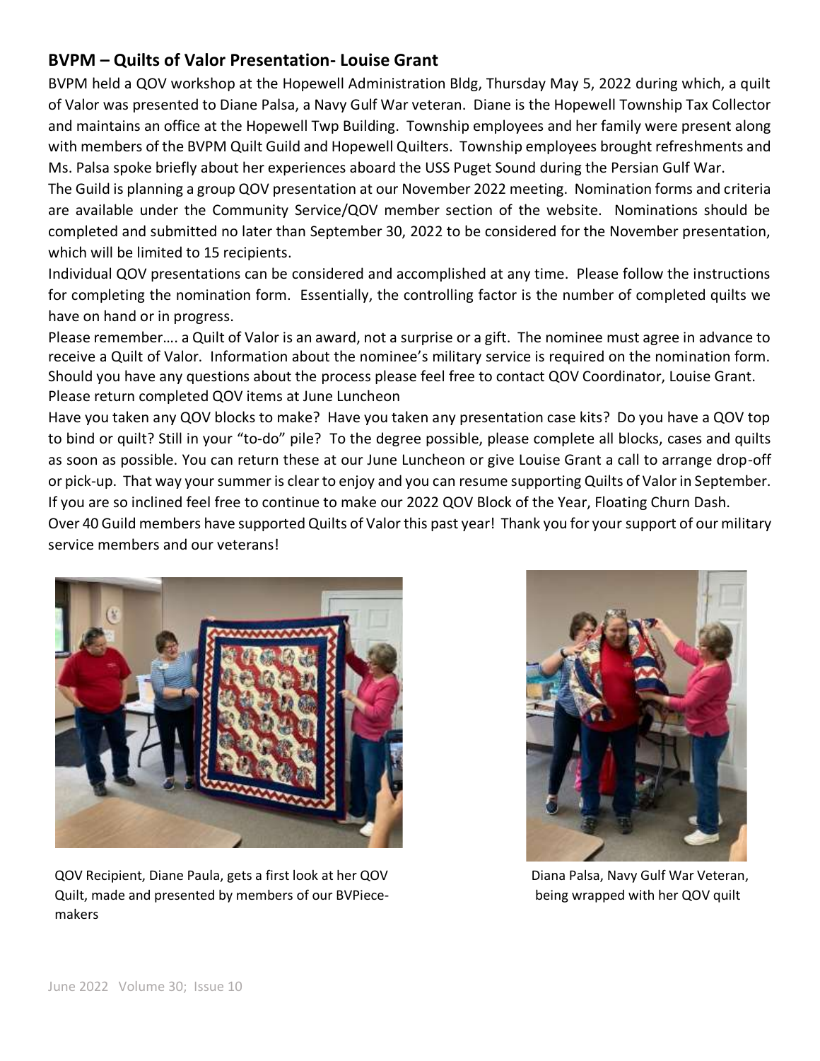## BVPM – Quilts of Valor Presentation- Louise Grant

BVPM held a QOV workshop at the Hopewell Administration Bldg, Thursday May 5, 2022 during which, a quilt of Valor was presented to Diane Palsa, a Navy Gulf War veteran. Diane is the Hopewell Township Tax Collector and maintains an office at the Hopewell Twp Building. Township employees and her family were present along with members of the BVPM Quilt Guild and Hopewell Quilters. Township employees brought refreshments and Ms. Palsa spoke briefly about her experiences aboard the USS Puget Sound during the Persian Gulf War.

The Guild is planning a group QOV presentation at our November 2022 meeting. Nomination forms and criteria are available under the Community Service/QOV member section of the website. Nominations should be completed and submitted no later than September 30, 2022 to be considered for the November presentation, which will be limited to 15 recipients.

Individual QOV presentations can be considered and accomplished at any time. Please follow the instructions for completing the nomination form. Essentially, the controlling factor is the number of completed quilts we have on hand or in progress.

Please remember…. a Quilt of Valor is an award, not a surprise or a gift. The nominee must agree in advance to receive a Quilt of Valor. Information about the nominee's military service is required on the nomination form. Should you have any questions about the process please feel free to contact QOV Coordinator, Louise Grant.

Please return completed QOV items at June Luncheon

Have you taken any QOV blocks to make? Have you taken any presentation case kits? Do you have a QOV top to bind or quilt? Still in your "to-do" pile? To the degree possible, please complete all blocks, cases and quilts as soon as possible. You can return these at our June Luncheon or give Louise Grant a call to arrange drop-off or pick-up. That way your summer is clear to enjoy and you can resume supporting Quilts of Valor in September. If you are so inclined feel free to continue to make our 2022 QOV Block of the Year, Floating Churn Dash.

Over 40 Guild members have supported Quilts of Valor this past year! Thank you for your support of our military service members and our veterans!

QOV Recipient, Diane Paula, gets a first look at her QOV Quilt, made and presented by members of our BVPiece-makers

Diana Palsa, Navy Gulf War Veteran, being wrapped with her QOV quilt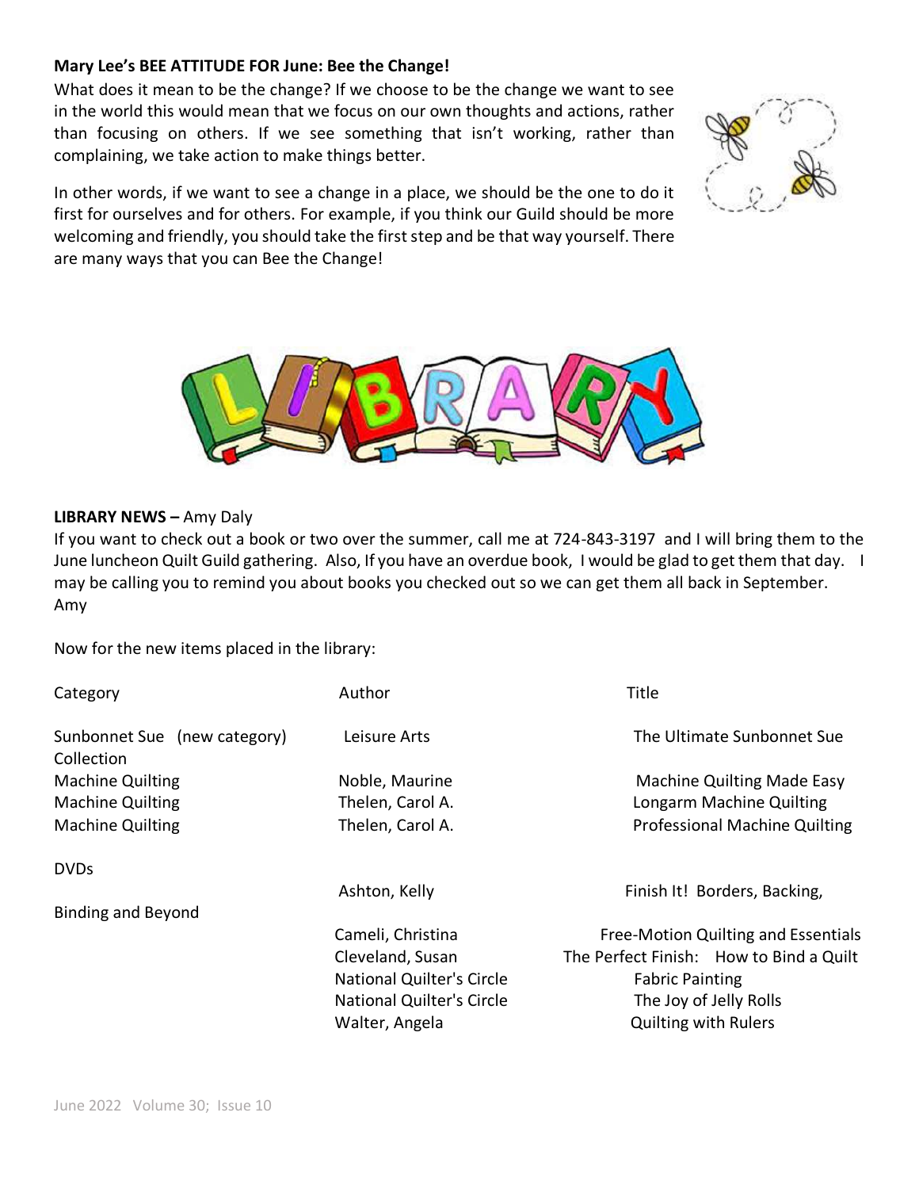**Mary Lee's BEE ATTITUDE FOR June: Bee the Change!**

What does it mean to be the change? If we choose to be the change we want to see in the world this would mean that we focus on our own thoughts and actions, rather than focusing on others. If we see something that isn't working, rather than complaining, we take action to make things better.

In other words, if we want to see a change in a place, we should be the one to do it first for ourselves and for others. For example, if you think our Guild should be more welcoming and friendly, you should take the first step and be that way yourself. There are many ways that you can Bee the Change!

**LIBRARY NEWS –** Amy Daly

If you want to check out a book or two over the summer, call me at 724-843-3197 and I will bring them to the June luncheon Quilt Guild gathering. Also, If you have an overdue book, I would be glad to get them that day. I may be calling you to remind you about books you checked out so we can get them all back in September.
Amy

Now for the new items placed in the library:

| Category | Author | Title |
|---|---|---|
| Sunbonnet Sue (new category) Collection | Leisure Arts | The Ultimate Sunbonnet Sue |
| Machine Quilting | Noble, Maurine | Machine Quilting Made Easy |
| Machine Quilting | Thelen, Carol A. | Longarm Machine Quilting |
| Machine Quilting | Thelen, Carol A. | Professional Machine Quilting |
| DVDs | | |
| | Ashton, Kelly | Finish It! Borders, Backing, |
| Binding and Beyond | | |
| | Cameli, Christina | Free-Motion Quilting and Essentials |
| | Cleveland, Susan | The Perfect Finish: How to Bind a Quilt |
| | National Quilter's Circle | Fabric Painting |
| | National Quilter's Circle | The Joy of Jelly Rolls |
| | Walter, Angela | Quilting with Rulers |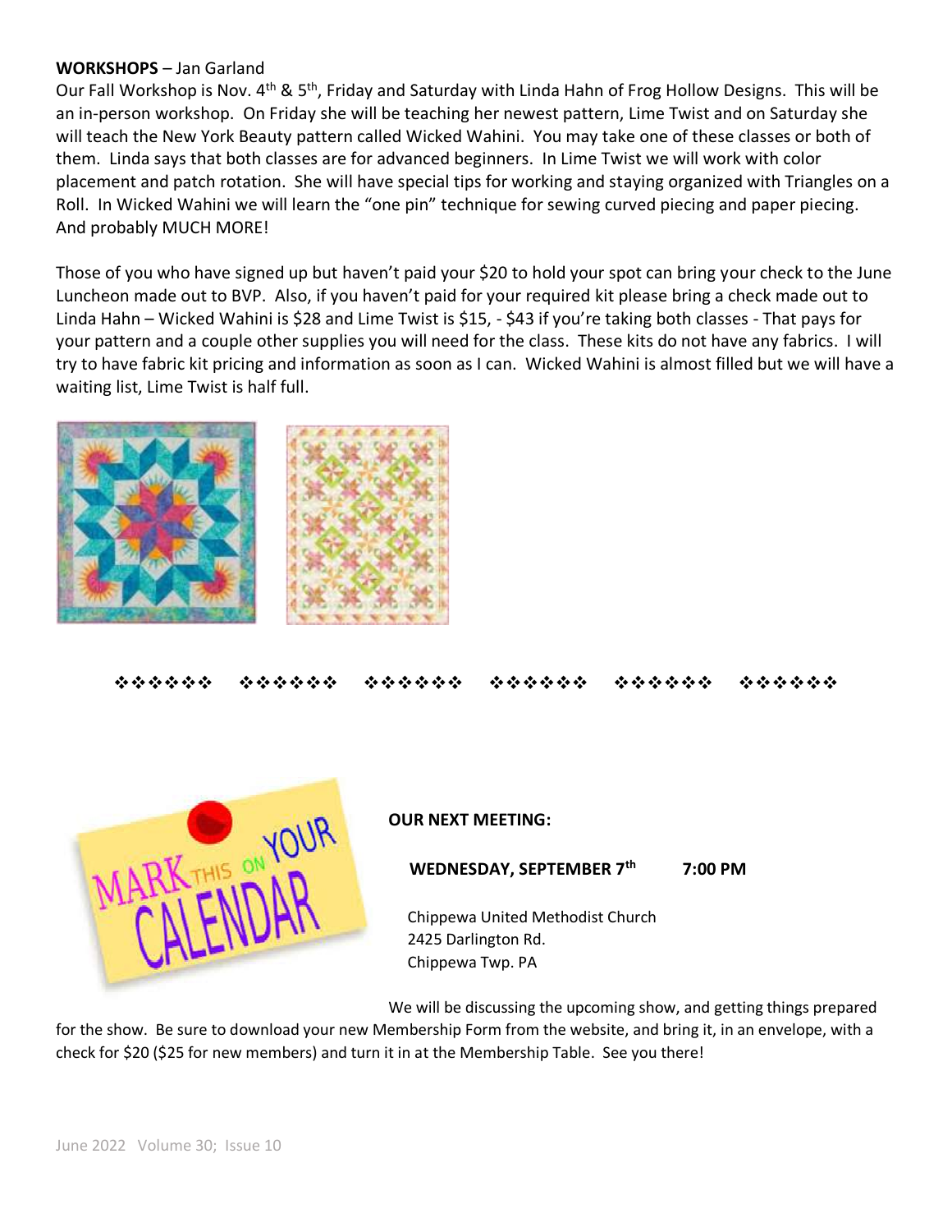**WORKSHOPS** – Jan Garland

Our Fall Workshop is Nov. 4th & 5th, Friday and Saturday with Linda Hahn of Frog Hollow Designs. This will be an in-person workshop. On Friday she will be teaching her newest pattern, Lime Twist and on Saturday she will teach the New York Beauty pattern called Wicked Wahini. You may take one of these classes or both of them. Linda says that both classes are for advanced beginners. In Lime Twist we will work with color placement and patch rotation. She will have special tips for working and staying organized with Triangles on a Roll. In Wicked Wahini we will learn the "one pin" technique for sewing curved piecing and paper piecing. And probably MUCH MORE!

Those of you who have signed up but haven't paid your $20 to hold your spot can bring your check to the June Luncheon made out to BVP. Also, if you haven't paid for your required kit please bring a check made out to Linda Hahn – Wicked Wahini is $28 and Lime Twist is $15, - $43 if you're taking both classes - That pays for your pattern and a couple other supplies you will need for the class. These kits do not have any fabrics. I will try to have fabric kit pricing and information as soon as I can. Wicked Wahini is almost filled but we will have a waiting list, Lime Twist is half full.

❖❖❖❖❖❖ ❖❖❖❖❖❖ ❖❖❖❖❖❖ ❖❖❖❖❖❖ ❖❖❖❖❖❖ ❖❖❖❖❖❖

**OUR NEXT MEETING:**

**WEDNESDAY, SEPTEMBER 7th 7:00 PM**

Chippewa United Methodist Church
2425 Darlington Rd.
Chippewa Twp. PA

We will be discussing the upcoming show, and getting things prepared for the show. Be sure to download your new Membership Form from the website, and bring it, in an envelope, with a check for $20 ($25 for new members) and turn it in at the Membership Table. See you there!